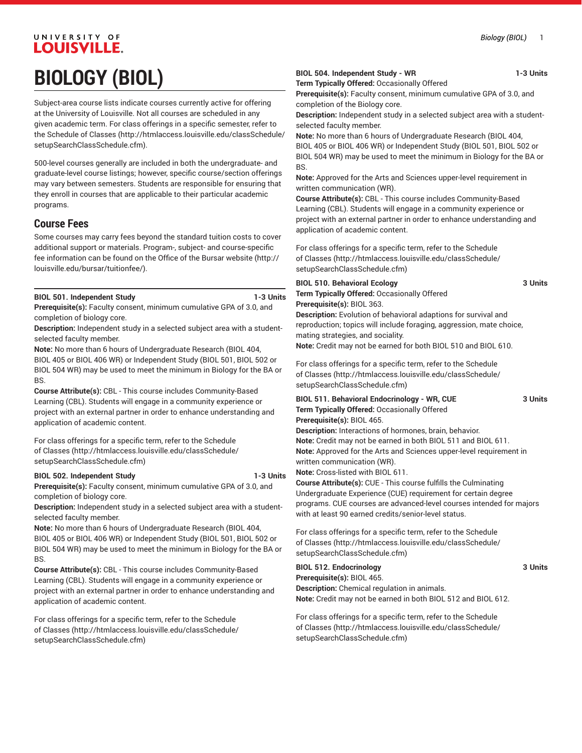# BIOLOGY (BIOL)

Subject-area course lists indicate courses currently active for offering at the University of Louisville. Not all courses are scheduled in any given academic term. For class offerings in a specific semester, refer to the Schedule of Classes (http://htmlaccess.louisville.edu/classSchedule/setupSearchClassSchedule.cfm).

500-level courses generally are included in both the undergraduate- and graduate-level course listings; however, specific course/section offerings may vary between semesters. Students are responsible for ensuring that they enroll in courses that are applicable to their particular academic programs.

## Course Fees

Some courses may carry fees beyond the standard tuition costs to cover additional support or materials. Program-, subject- and course-specific fee information can be found on the Office of the Bursar website (http://louisville.edu/bursar/tuitionfee/).

**BIOL 501. Independent Study** **1-3 Units**
**Prerequisite(s):** Faculty consent, minimum cumulative GPA of 3.0, and completion of biology core.
**Description:** Independent study in a selected subject area with a student-selected faculty member.
**Note:** No more than 6 hours of Undergraduate Research (BIOL 404, BIOL 405 or BIOL 406 WR) or Independent Study (BIOL 501, BIOL 502 or BIOL 504 WR) may be used to meet the minimum in Biology for the BA or BS.
**Course Attribute(s):** CBL - This course includes Community-Based Learning (CBL). Students will engage in a community experience or project with an external partner in order to enhance understanding and application of academic content.

For class offerings for a specific term, refer to the Schedule of Classes (http://htmlaccess.louisville.edu/classSchedule/setupSearchClassSchedule.cfm)

**BIOL 502. Independent Study** **1-3 Units**
**Prerequisite(s):** Faculty consent, minimum cumulative GPA of 3.0, and completion of biology core.
**Description:** Independent study in a selected subject area with a student-selected faculty member.
**Note:** No more than 6 hours of Undergraduate Research (BIOL 404, BIOL 405 or BIOL 406 WR) or Independent Study (BIOL 501, BIOL 502 or BIOL 504 WR) may be used to meet the minimum in Biology for the BA or BS.
**Course Attribute(s):** CBL - This course includes Community-Based Learning (CBL). Students will engage in a community experience or project with an external partner in order to enhance understanding and application of academic content.

For class offerings for a specific term, refer to the Schedule of Classes (http://htmlaccess.louisville.edu/classSchedule/setupSearchClassSchedule.cfm)

**BIOL 504. Independent Study - WR** **1-3 Units**
**Term Typically Offered:** Occasionally Offered
**Prerequisite(s):** Faculty consent, minimum cumulative GPA of 3.0, and completion of the Biology core.
**Description:** Independent study in a selected subject area with a student-selected faculty member.
**Note:** No more than 6 hours of Undergraduate Research (BIOL 404, BIOL 405 or BIOL 406 WR) or Independent Study (BIOL 501, BIOL 502 or BIOL 504 WR) may be used to meet the minimum in Biology for the BA or BS.
**Note:** Approved for the Arts and Sciences upper-level requirement in written communication (WR).
**Course Attribute(s):** CBL - This course includes Community-Based Learning (CBL). Students will engage in a community experience or project with an external partner in order to enhance understanding and application of academic content.

For class offerings for a specific term, refer to the Schedule of Classes (http://htmlaccess.louisville.edu/classSchedule/setupSearchClassSchedule.cfm)

**BIOL 510. Behavioral Ecology** **3 Units**
**Term Typically Offered:** Occasionally Offered
**Prerequisite(s):** BIOL 363.
**Description:** Evolution of behavioral adaptions for survival and reproduction; topics will include foraging, aggression, mate choice, mating strategies, and sociality.
**Note:** Credit may not be earned for both BIOL 510 and BIOL 610.

For class offerings for a specific term, refer to the Schedule of Classes (http://htmlaccess.louisville.edu/classSchedule/setupSearchClassSchedule.cfm)

**BIOL 511. Behavioral Endocrinology - WR, CUE** **3 Units**
**Term Typically Offered:** Occasionally Offered
**Prerequisite(s):** BIOL 465.
**Description:** Interactions of hormones, brain, behavior.
**Note:** Credit may not be earned in both BIOL 511 and BIOL 611.
**Note:** Approved for the Arts and Sciences upper-level requirement in written communication (WR).
**Note:** Cross-listed with BIOL 611.
**Course Attribute(s):** CUE - This course fulfills the Culminating Undergraduate Experience (CUE) requirement for certain degree programs. CUE courses are advanced-level courses intended for majors with at least 90 earned credits/senior-level status.

For class offerings for a specific term, refer to the Schedule of Classes (http://htmlaccess.louisville.edu/classSchedule/setupSearchClassSchedule.cfm)

**BIOL 512. Endocrinology** **3 Units**
**Prerequisite(s):** BIOL 465.
**Description:** Chemical regulation in animals.
**Note:** Credit may not be earned in both BIOL 512 and BIOL 612.

For class offerings for a specific term, refer to the Schedule of Classes (http://htmlaccess.louisville.edu/classSchedule/setupSearchClassSchedule.cfm)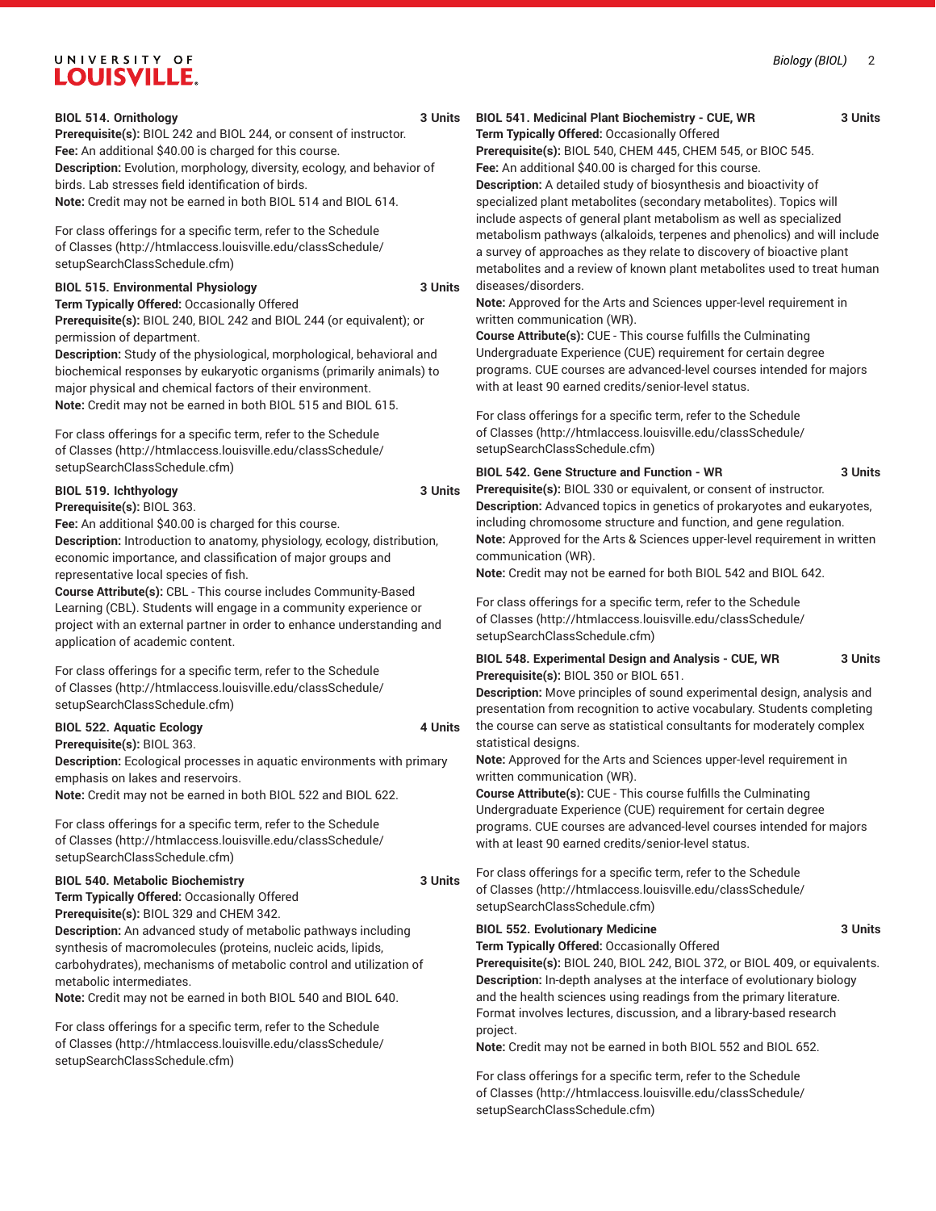**BIOL 514. Ornithology** 3 Units

**Prerequisite(s):** BIOL 242 and BIOL 244, or consent of instructor.

**Fee:** An additional $40.00 is charged for this course.

**Description:** Evolution, morphology, diversity, ecology, and behavior of birds. Lab stresses field identification of birds.

**Note:** Credit may not be earned in both BIOL 514 and BIOL 614.

For class offerings for a specific term, refer to the Schedule of Classes (http://htmlaccess.louisville.edu/classSchedule/setupSearchClassSchedule.cfm)

**BIOL 515. Environmental Physiology** 3 Units

**Term Typically Offered:** Occasionally Offered

**Prerequisite(s):** BIOL 240, BIOL 242 and BIOL 244 (or equivalent); or permission of department.

**Description:** Study of the physiological, morphological, behavioral and biochemical responses by eukaryotic organisms (primarily animals) to major physical and chemical factors of their environment.

**Note:** Credit may not be earned in both BIOL 515 and BIOL 615.

For class offerings for a specific term, refer to the Schedule of Classes (http://htmlaccess.louisville.edu/classSchedule/setupSearchClassSchedule.cfm)

**BIOL 519. Ichthyology** 3 Units

**Prerequisite(s):** BIOL 363.

**Fee:** An additional $40.00 is charged for this course.

**Description:** Introduction to anatomy, physiology, ecology, distribution, economic importance, and classification of major groups and representative local species of fish.

**Course Attribute(s):** CBL - This course includes Community-Based Learning (CBL). Students will engage in a community experience or project with an external partner in order to enhance understanding and application of academic content.

For class offerings for a specific term, refer to the Schedule of Classes (http://htmlaccess.louisville.edu/classSchedule/setupSearchClassSchedule.cfm)

**BIOL 522. Aquatic Ecology** 4 Units

**Prerequisite(s):** BIOL 363.

**Description:** Ecological processes in aquatic environments with primary emphasis on lakes and reservoirs.

**Note:** Credit may not be earned in both BIOL 522 and BIOL 622.

For class offerings for a specific term, refer to the Schedule of Classes (http://htmlaccess.louisville.edu/classSchedule/setupSearchClassSchedule.cfm)

**BIOL 540. Metabolic Biochemistry** 3 Units

**Term Typically Offered:** Occasionally Offered

**Prerequisite(s):** BIOL 329 and CHEM 342.

**Description:** An advanced study of metabolic pathways including synthesis of macromolecules (proteins, nucleic acids, lipids, carbohydrates), mechanisms of metabolic control and utilization of metabolic intermediates.

**Note:** Credit may not be earned in both BIOL 540 and BIOL 640.

For class offerings for a specific term, refer to the Schedule of Classes (http://htmlaccess.louisville.edu/classSchedule/setupSearchClassSchedule.cfm)

**BIOL 541. Medicinal Plant Biochemistry - CUE, WR** 3 Units

**Term Typically Offered:** Occasionally Offered

**Prerequisite(s):** BIOL 540, CHEM 445, CHEM 545, or BIOC 545.

**Fee:** An additional $40.00 is charged for this course.

**Description:** A detailed study of biosynthesis and bioactivity of specialized plant metabolites (secondary metabolites). Topics will include aspects of general plant metabolism as well as specialized metabolism pathways (alkaloids, terpenes and phenolics) and will include a survey of approaches as they relate to discovery of bioactive plant metabolites and a review of known plant metabolites used to treat human diseases/disorders.

**Note:** Approved for the Arts and Sciences upper-level requirement in written communication (WR).

**Course Attribute(s):** CUE - This course fulfills the Culminating Undergraduate Experience (CUE) requirement for certain degree programs. CUE courses are advanced-level courses intended for majors with at least 90 earned credits/senior-level status.

For class offerings for a specific term, refer to the Schedule of Classes (http://htmlaccess.louisville.edu/classSchedule/setupSearchClassSchedule.cfm)

**BIOL 542. Gene Structure and Function - WR** 3 Units

**Prerequisite(s):** BIOL 330 or equivalent, or consent of instructor.

**Description:** Advanced topics in genetics of prokaryotes and eukaryotes, including chromosome structure and function, and gene regulation.

**Note:** Approved for the Arts & Sciences upper-level requirement in written communication (WR).

**Note:** Credit may not be earned for both BIOL 542 and BIOL 642.

For class offerings for a specific term, refer to the Schedule of Classes (http://htmlaccess.louisville.edu/classSchedule/setupSearchClassSchedule.cfm)

**BIOL 548. Experimental Design and Analysis - CUE, WR** 3 Units

**Prerequisite(s):** BIOL 350 or BIOL 651.

**Description:** Move principles of sound experimental design, analysis and presentation from recognition to active vocabulary. Students completing the course can serve as statistical consultants for moderately complex statistical designs.

**Note:** Approved for the Arts and Sciences upper-level requirement in written communication (WR).

**Course Attribute(s):** CUE - This course fulfills the Culminating Undergraduate Experience (CUE) requirement for certain degree programs. CUE courses are advanced-level courses intended for majors with at least 90 earned credits/senior-level status.

For class offerings for a specific term, refer to the Schedule of Classes (http://htmlaccess.louisville.edu/classSchedule/setupSearchClassSchedule.cfm)

**BIOL 552. Evolutionary Medicine** 3 Units

**Term Typically Offered:** Occasionally Offered

**Prerequisite(s):** BIOL 240, BIOL 242, BIOL 372, or BIOL 409, or equivalents.

**Description:** In-depth analyses at the interface of evolutionary biology and the health sciences using readings from the primary literature. Format involves lectures, discussion, and a library-based research project.

**Note:** Credit may not be earned in both BIOL 552 and BIOL 652.

For class offerings for a specific term, refer to the Schedule of Classes (http://htmlaccess.louisville.edu/classSchedule/setupSearchClassSchedule.cfm)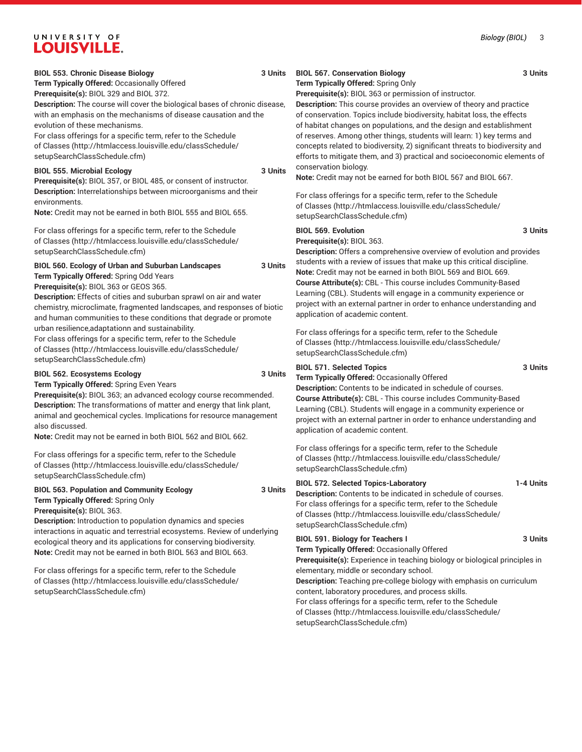**BIOL 553. Chronic Disease Biology** **3 Units**
**Term Typically Offered:** Occasionally Offered
**Prerequisite(s):** BIOL 329 and BIOL 372.
**Description:** The course will cover the biological bases of chronic disease, with an emphasis on the mechanisms of disease causation and the evolution of these mechanisms.
For class offerings for a specific term, refer to the Schedule of Classes (http://htmlaccess.louisville.edu/classSchedule/setupSearchClassSchedule.cfm)

**BIOL 555. Microbial Ecology** **3 Units**
**Prerequisite(s):** BIOL 357, or BIOL 485, or consent of instructor.
**Description:** Interrelationships between microorganisms and their environments.
**Note:** Credit may not be earned in both BIOL 555 and BIOL 655.

For class offerings for a specific term, refer to the Schedule of Classes (http://htmlaccess.louisville.edu/classSchedule/setupSearchClassSchedule.cfm)

**BIOL 560. Ecology of Urban and Suburban Landscapes** **3 Units**
**Term Typically Offered:** Spring Odd Years
**Prerequisite(s):** BIOL 363 or GEOS 365.
**Description:** Effects of cities and suburban sprawl on air and water chemistry, microclimate, fragmented landscapes, and responses of biotic and human communities to these conditions that degrade or promote urban resilience,adaptationn and sustainability.
For class offerings for a specific term, refer to the Schedule of Classes (http://htmlaccess.louisville.edu/classSchedule/setupSearchClassSchedule.cfm)

**BIOL 562. Ecosystems Ecology** **3 Units**
**Term Typically Offered:** Spring Even Years
**Prerequisite(s):** BIOL 363; an advanced ecology course recommended.
**Description:** The transformations of matter and energy that link plant, animal and geochemical cycles. Implications for resource management also discussed.
**Note:** Credit may not be earned in both BIOL 562 and BIOL 662.

For class offerings for a specific term, refer to the Schedule of Classes (http://htmlaccess.louisville.edu/classSchedule/setupSearchClassSchedule.cfm)

**BIOL 563. Population and Community Ecology** **3 Units**
**Term Typically Offered:** Spring Only
**Prerequisite(s):** BIOL 363.
**Description:** Introduction to population dynamics and species interactions in aquatic and terrestrial ecosystems. Review of underlying ecological theory and its applications for conserving biodiversity.
**Note:** Credit may not be earned in both BIOL 563 and BIOL 663.

For class offerings for a specific term, refer to the Schedule of Classes (http://htmlaccess.louisville.edu/classSchedule/setupSearchClassSchedule.cfm)

**BIOL 567. Conservation Biology** **3 Units**
**Term Typically Offered:** Spring Only
**Prerequisite(s):** BIOL 363 or permission of instructor.
**Description:** This course provides an overview of theory and practice of conservation. Topics include biodiversity, habitat loss, the effects of habitat changes on populations, and the design and establishment of reserves. Among other things, students will learn: 1) key terms and concepts related to biodiversity, 2) significant threats to biodiversity and efforts to mitigate them, and 3) practical and socioeconomic elements of conservation biology.
**Note:** Credit may not be earned for both BIOL 567 and BIOL 667.

For class offerings for a specific term, refer to the Schedule of Classes (http://htmlaccess.louisville.edu/classSchedule/setupSearchClassSchedule.cfm)

**BIOL 569. Evolution** **3 Units**
**Prerequisite(s):** BIOL 363.
**Description:** Offers a comprehensive overview of evolution and provides students with a review of issues that make up this critical discipline.
**Note:** Credit may not be earned in both BIOL 569 and BIOL 669.
**Course Attribute(s):** CBL - This course includes Community-Based Learning (CBL). Students will engage in a community experience or project with an external partner in order to enhance understanding and application of academic content.

For class offerings for a specific term, refer to the Schedule of Classes (http://htmlaccess.louisville.edu/classSchedule/setupSearchClassSchedule.cfm)

**BIOL 571. Selected Topics** **3 Units**
**Term Typically Offered:** Occasionally Offered
**Description:** Contents to be indicated in schedule of courses.
**Course Attribute(s):** CBL - This course includes Community-Based Learning (CBL). Students will engage in a community experience or project with an external partner in order to enhance understanding and application of academic content.

For class offerings for a specific term, refer to the Schedule of Classes (http://htmlaccess.louisville.edu/classSchedule/setupSearchClassSchedule.cfm)

**BIOL 572. Selected Topics-Laboratory** **1-4 Units**
**Description:** Contents to be indicated in schedule of courses.
For class offerings for a specific term, refer to the Schedule of Classes (http://htmlaccess.louisville.edu/classSchedule/setupSearchClassSchedule.cfm)

**BIOL 591. Biology for Teachers I** **3 Units**
**Term Typically Offered:** Occasionally Offered
**Prerequisite(s):** Experience in teaching biology or biological principles in elementary, middle or secondary school.
**Description:** Teaching pre-college biology with emphasis on curriculum content, laboratory procedures, and process skills.
For class offerings for a specific term, refer to the Schedule of Classes (http://htmlaccess.louisville.edu/classSchedule/setupSearchClassSchedule.cfm)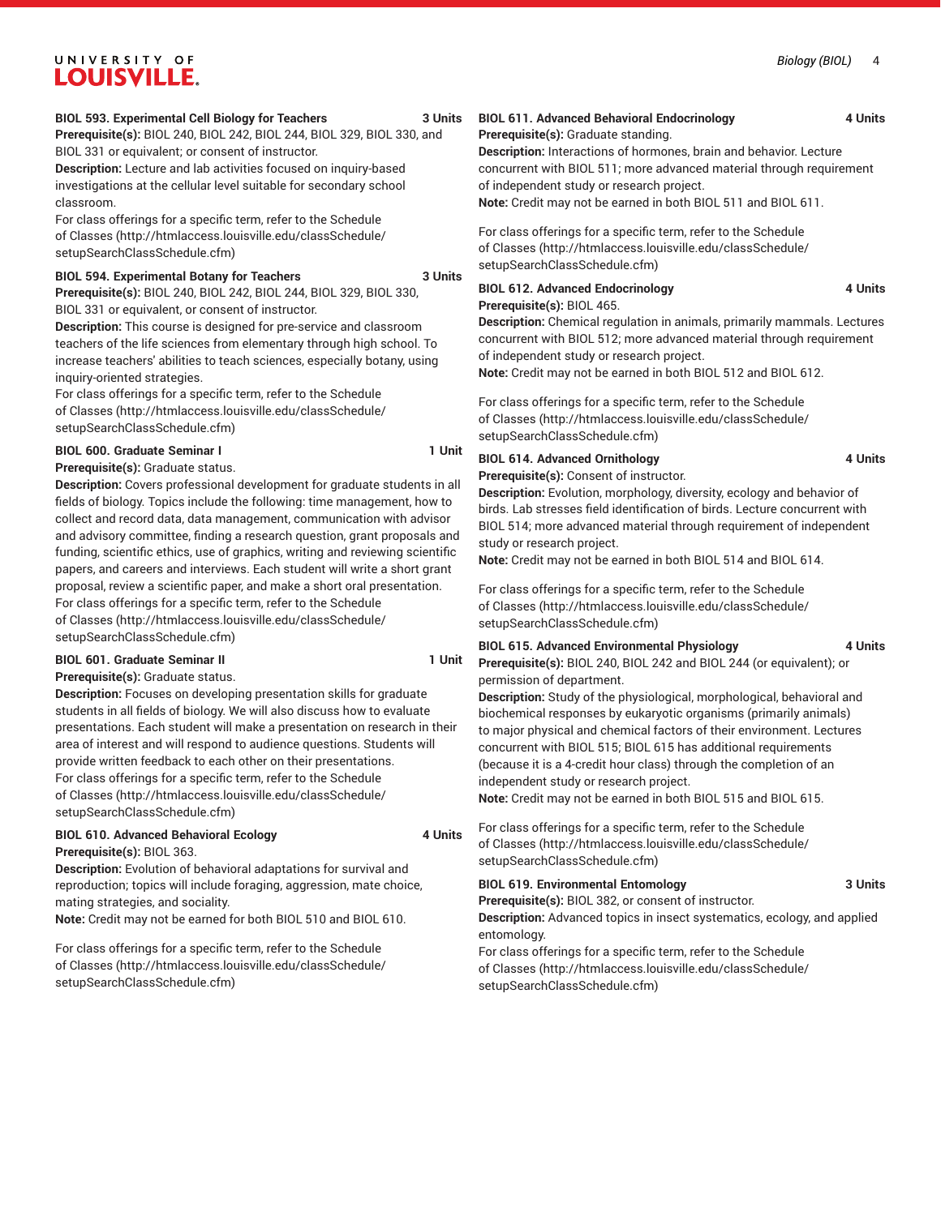**BIOL 593. Experimental Cell Biology for Teachers** **3 Units**

**Prerequisite(s):** BIOL 240, BIOL 242, BIOL 244, BIOL 329, BIOL 330, and BIOL 331 or equivalent; or consent of instructor.

**Description:** Lecture and lab activities focused on inquiry-based investigations at the cellular level suitable for secondary school classroom.

For class offerings for a specific term, refer to the Schedule of Classes (http://htmlaccess.louisville.edu/classSchedule/setupSearchClassSchedule.cfm)

**BIOL 594. Experimental Botany for Teachers** **3 Units**

**Prerequisite(s):** BIOL 240, BIOL 242, BIOL 244, BIOL 329, BIOL 330, BIOL 331 or equivalent, or consent of instructor.

**Description:** This course is designed for pre-service and classroom teachers of the life sciences from elementary through high school. To increase teachers' abilities to teach sciences, especially botany, using inquiry-oriented strategies.

For class offerings for a specific term, refer to the Schedule of Classes (http://htmlaccess.louisville.edu/classSchedule/setupSearchClassSchedule.cfm)

**BIOL 600. Graduate Seminar I** **1 Unit**

**Prerequisite(s):** Graduate status.

**Description:** Covers professional development for graduate students in all fields of biology. Topics include the following: time management, how to collect and record data, data management, communication with advisor and advisory committee, finding a research question, grant proposals and funding, scientific ethics, use of graphics, writing and reviewing scientific papers, and careers and interviews. Each student will write a short grant proposal, review a scientific paper, and make a short oral presentation.

For class offerings for a specific term, refer to the Schedule of Classes (http://htmlaccess.louisville.edu/classSchedule/setupSearchClassSchedule.cfm)

**BIOL 601. Graduate Seminar II** **1 Unit**

**Prerequisite(s):** Graduate status.

**Description:** Focuses on developing presentation skills for graduate students in all fields of biology. We will also discuss how to evaluate presentations. Each student will make a presentation on research in their area of interest and will respond to audience questions. Students will provide written feedback to each other on their presentations.

For class offerings for a specific term, refer to the Schedule of Classes (http://htmlaccess.louisville.edu/classSchedule/setupSearchClassSchedule.cfm)

**BIOL 610. Advanced Behavioral Ecology** **4 Units**

**Prerequisite(s):** BIOL 363.

**Description:** Evolution of behavioral adaptations for survival and reproduction; topics will include foraging, aggression, mate choice, mating strategies, and sociality.

**Note:** Credit may not be earned for both BIOL 510 and BIOL 610.

For class offerings for a specific term, refer to the Schedule of Classes (http://htmlaccess.louisville.edu/classSchedule/setupSearchClassSchedule.cfm)

**BIOL 611. Advanced Behavioral Endocrinology** **4 Units**

**Prerequisite(s):** Graduate standing.

**Description:** Interactions of hormones, brain and behavior. Lecture concurrent with BIOL 511; more advanced material through requirement of independent study or research project.

**Note:** Credit may not be earned in both BIOL 511 and BIOL 611.

For class offerings for a specific term, refer to the Schedule of Classes (http://htmlaccess.louisville.edu/classSchedule/setupSearchClassSchedule.cfm)

**BIOL 612. Advanced Endocrinology** **4 Units**

**Prerequisite(s):** BIOL 465.

**Description:** Chemical regulation in animals, primarily mammals. Lectures concurrent with BIOL 512; more advanced material through requirement of independent study or research project.

**Note:** Credit may not be earned in both BIOL 512 and BIOL 612.

For class offerings for a specific term, refer to the Schedule of Classes (http://htmlaccess.louisville.edu/classSchedule/setupSearchClassSchedule.cfm)

**BIOL 614. Advanced Ornithology** **4 Units**

**Prerequisite(s):** Consent of instructor.

**Description:** Evolution, morphology, diversity, ecology and behavior of birds. Lab stresses field identification of birds. Lecture concurrent with BIOL 514; more advanced material through requirement of independent study or research project.

**Note:** Credit may not be earned in both BIOL 514 and BIOL 614.

For class offerings for a specific term, refer to the Schedule of Classes (http://htmlaccess.louisville.edu/classSchedule/setupSearchClassSchedule.cfm)

**BIOL 615. Advanced Environmental Physiology** **4 Units**

**Prerequisite(s):** BIOL 240, BIOL 242 and BIOL 244 (or equivalent); or permission of department.

**Description:** Study of the physiological, morphological, behavioral and biochemical responses by eukaryotic organisms (primarily animals) to major physical and chemical factors of their environment. Lectures concurrent with BIOL 515; BIOL 615 has additional requirements (because it is a 4-credit hour class) through the completion of an independent study or research project.

**Note:** Credit may not be earned in both BIOL 515 and BIOL 615.

For class offerings for a specific term, refer to the Schedule of Classes (http://htmlaccess.louisville.edu/classSchedule/setupSearchClassSchedule.cfm)

**BIOL 619. Environmental Entomology** **3 Units**

**Prerequisite(s):** BIOL 382, or consent of instructor.

**Description:** Advanced topics in insect systematics, ecology, and applied entomology.

For class offerings for a specific term, refer to the Schedule of Classes (http://htmlaccess.louisville.edu/classSchedule/setupSearchClassSchedule.cfm)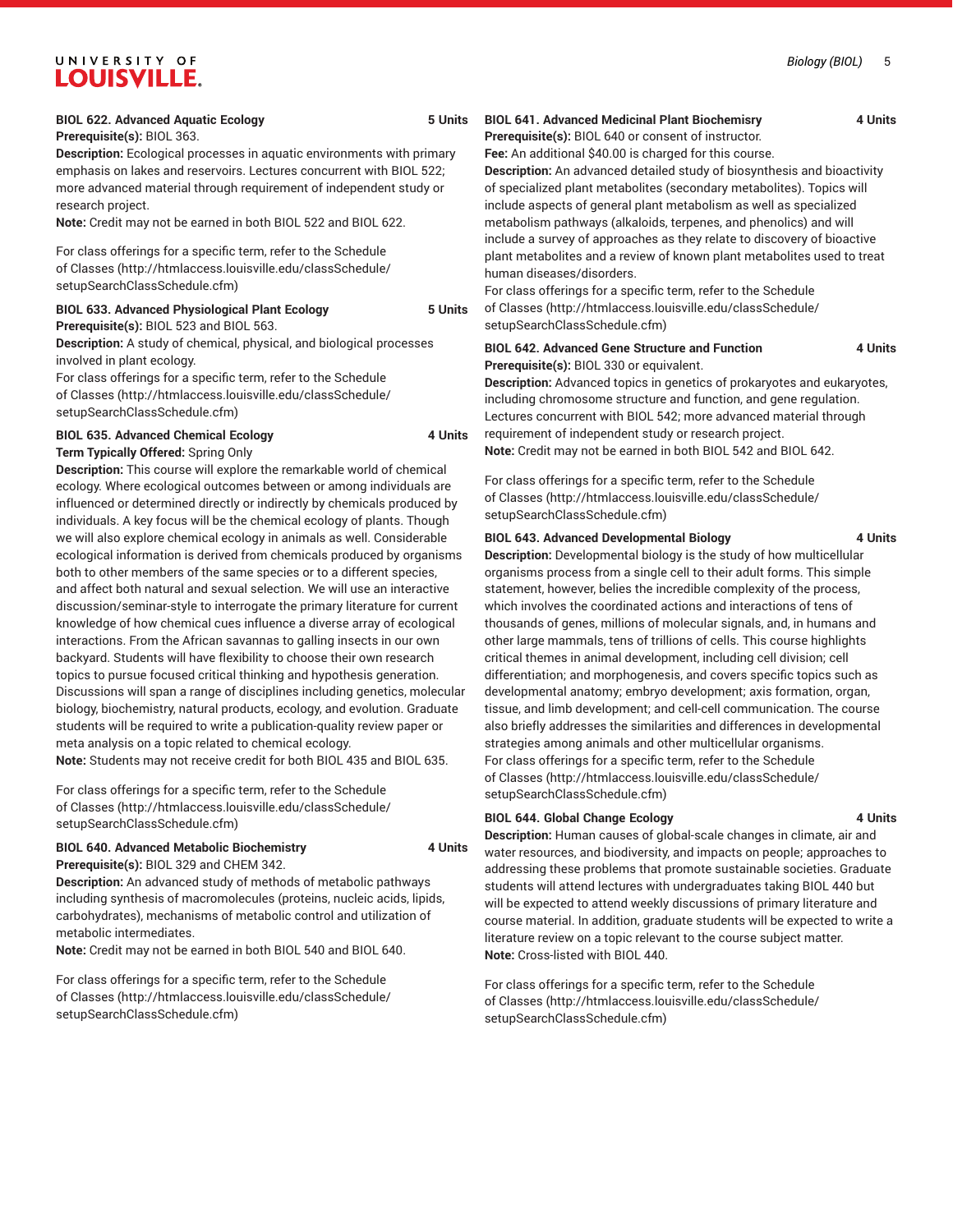**BIOL 622. Advanced Aquatic Ecology** **5 Units**

**Prerequisite(s):** BIOL 363.

**Description:** Ecological processes in aquatic environments with primary emphasis on lakes and reservoirs. Lectures concurrent with BIOL 522; more advanced material through requirement of independent study or research project.

**Note:** Credit may not be earned in both BIOL 522 and BIOL 622.

For class offerings for a specific term, refer to the Schedule of Classes (http://htmlaccess.louisville.edu/classSchedule/setupSearchClassSchedule.cfm)

**BIOL 633. Advanced Physiological Plant Ecology** **5 Units**

**Prerequisite(s):** BIOL 523 and BIOL 563.

**Description:** A study of chemical, physical, and biological processes involved in plant ecology.

For class offerings for a specific term, refer to the Schedule of Classes (http://htmlaccess.louisville.edu/classSchedule/setupSearchClassSchedule.cfm)

**BIOL 635. Advanced Chemical Ecology** **4 Units**

**Term Typically Offered:** Spring Only

**Description:** This course will explore the remarkable world of chemical ecology. Where ecological outcomes between or among individuals are influenced or determined directly or indirectly by chemicals produced by individuals. A key focus will be the chemical ecology of plants. Though we will also explore chemical ecology in animals as well. Considerable ecological information is derived from chemicals produced by organisms both to other members of the same species or to a different species, and affect both natural and sexual selection. We will use an interactive discussion/seminar-style to interrogate the primary literature for current knowledge of how chemical cues influence a diverse array of ecological interactions. From the African savannas to galling insects in our own backyard. Students will have flexibility to choose their own research topics to pursue focused critical thinking and hypothesis generation. Discussions will span a range of disciplines including genetics, molecular biology, biochemistry, natural products, ecology, and evolution. Graduate students will be required to write a publication-quality review paper or meta analysis on a topic related to chemical ecology.

**Note:** Students may not receive credit for both BIOL 435 and BIOL 635.

For class offerings for a specific term, refer to the Schedule of Classes (http://htmlaccess.louisville.edu/classSchedule/setupSearchClassSchedule.cfm)

**BIOL 640. Advanced Metabolic Biochemistry** **4 Units**

**Prerequisite(s):** BIOL 329 and CHEM 342.

**Description:** An advanced study of methods of metabolic pathways including synthesis of macromolecules (proteins, nucleic acids, lipids, carbohydrates), mechanisms of metabolic control and utilization of metabolic intermediates.

**Note:** Credit may not be earned in both BIOL 540 and BIOL 640.

For class offerings for a specific term, refer to the Schedule of Classes (http://htmlaccess.louisville.edu/classSchedule/setupSearchClassSchedule.cfm)

**BIOL 641. Advanced Medicinal Plant Biochemisry** **4 Units**

**Prerequisite(s):** BIOL 640 or consent of instructor.

**Fee:** An additional $40.00 is charged for this course.

**Description:** An advanced detailed study of biosynthesis and bioactivity of specialized plant metabolites (secondary metabolites). Topics will include aspects of general plant metabolism as well as specialized metabolism pathways (alkaloids, terpenes, and phenolics) and will include a survey of approaches as they relate to discovery of bioactive plant metabolites and a review of known plant metabolites used to treat human diseases/disorders.

For class offerings for a specific term, refer to the Schedule of Classes (http://htmlaccess.louisville.edu/classSchedule/setupSearchClassSchedule.cfm)

**BIOL 642. Advanced Gene Structure and Function** **4 Units**

**Prerequisite(s):** BIOL 330 or equivalent.

**Description:** Advanced topics in genetics of prokaryotes and eukaryotes, including chromosome structure and function, and gene regulation. Lectures concurrent with BIOL 542; more advanced material through requirement of independent study or research project.

**Note:** Credit may not be earned in both BIOL 542 and BIOL 642.

For class offerings for a specific term, refer to the Schedule of Classes (http://htmlaccess.louisville.edu/classSchedule/setupSearchClassSchedule.cfm)

**BIOL 643. Advanced Developmental Biology** **4 Units**

**Description:** Developmental biology is the study of how multicellular organisms process from a single cell to their adult forms. This simple statement, however, belies the incredible complexity of the process, which involves the coordinated actions and interactions of tens of thousands of genes, millions of molecular signals, and, in humans and other large mammals, tens of trillions of cells. This course highlights critical themes in animal development, including cell division; cell differentiation; and morphogenesis, and covers specific topics such as developmental anatomy; embryo development; axis formation, organ, tissue, and limb development; and cell-cell communication. The course also briefly addresses the similarities and differences in developmental strategies among animals and other multicellular organisms.

For class offerings for a specific term, refer to the Schedule of Classes (http://htmlaccess.louisville.edu/classSchedule/setupSearchClassSchedule.cfm)

**BIOL 644. Global Change Ecology** **4 Units**

**Description:** Human causes of global-scale changes in climate, air and water resources, and biodiversity, and impacts on people; approaches to addressing these problems that promote sustainable societies. Graduate students will attend lectures with undergraduates taking BIOL 440 but will be expected to attend weekly discussions of primary literature and course material. In addition, graduate students will be expected to write a literature review on a topic relevant to the course subject matter.

**Note:** Cross-listed with BIOL 440.

For class offerings for a specific term, refer to the Schedule of Classes (http://htmlaccess.louisville.edu/classSchedule/setupSearchClassSchedule.cfm)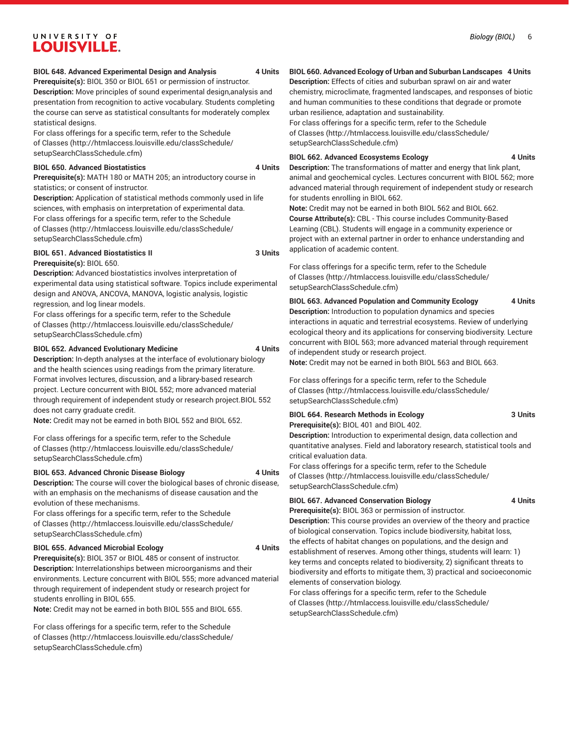**BIOL 648. Advanced Experimental Design and Analysis 4 Units**
**Prerequisite(s):** BIOL 350 or BIOL 651 or permission of instructor.
**Description:** Move principles of sound experimental design,analysis and presentation from recognition to active vocabulary. Students completing the course can serve as statistical consultants for moderately complex statistical designs.
For class offerings for a specific term, refer to the Schedule of Classes (http://htmlaccess.louisville.edu/classSchedule/setupSearchClassSchedule.cfm)

**BIOL 650. Advanced Biostatistics 4 Units**
**Prerequisite(s):** MATH 180 or MATH 205; an introductory course in statistics; or consent of instructor.
**Description:** Application of statistical methods commonly used in life sciences, with emphasis on interpretation of experimental data.
For class offerings for a specific term, refer to the Schedule of Classes (http://htmlaccess.louisville.edu/classSchedule/setupSearchClassSchedule.cfm)

**BIOL 651. Advanced Biostatistics II 3 Units**
**Prerequisite(s):** BIOL 650.
**Description:** Advanced biostatistics involves interpretation of experimental data using statistical software. Topics include experimental design and ANOVA, ANCOVA, MANOVA, logistic analysis, logistic regression, and log linear models.
For class offerings for a specific term, refer to the Schedule of Classes (http://htmlaccess.louisville.edu/classSchedule/setupSearchClassSchedule.cfm)

**BIOL 652. Advanced Evolutionary Medicine 4 Units**
**Description:** In-depth analyses at the interface of evolutionary biology and the health sciences using readings from the primary literature. Format involves lectures, discussion, and a library-based research project. Lecture concurrent with BIOL 552; more advanced material through requirement of independent study or research project.BIOL 552 does not carry graduate credit.
**Note:** Credit may not be earned in both BIOL 552 and BIOL 652.

For class offerings for a specific term, refer to the Schedule of Classes (http://htmlaccess.louisville.edu/classSchedule/setupSearchClassSchedule.cfm)

**BIOL 653. Advanced Chronic Disease Biology 4 Units**
**Description:** The course will cover the biological bases of chronic disease, with an emphasis on the mechanisms of disease causation and the evolution of these mechanisms.
For class offerings for a specific term, refer to the Schedule of Classes (http://htmlaccess.louisville.edu/classSchedule/setupSearchClassSchedule.cfm)

**BIOL 655. Advanced Microbial Ecology 4 Units**
**Prerequisite(s):** BIOL 357 or BIOL 485 or consent of instructor.
**Description:** Interrelationships between microorganisms and their environments. Lecture concurrent with BIOL 555; more advanced material through requirement of independent study or research project for students enrolling in BIOL 655.
**Note:** Credit may not be earned in both BIOL 555 and BIOL 655.

For class offerings for a specific term, refer to the Schedule of Classes (http://htmlaccess.louisville.edu/classSchedule/setupSearchClassSchedule.cfm)

**BIOL 660. Advanced Ecology of Urban and Suburban Landscapes 4 Units**
**Description:** Effects of cities and suburban sprawl on air and water chemistry, microclimate, fragmented landscapes, and responses of biotic and human communities to these conditions that degrade or promote urban resilience, adaptation and sustainability.
For class offerings for a specific term, refer to the Schedule of Classes (http://htmlaccess.louisville.edu/classSchedule/setupSearchClassSchedule.cfm)

**BIOL 662. Advanced Ecosystems Ecology 4 Units**
**Description:** The transformations of matter and energy that link plant, animal and geochemical cycles. Lectures concurrent with BIOL 562; more advanced material through requirement of independent study or research for students enrolling in BIOL 662.
**Note:** Credit may not be earned in both BIOL 562 and BIOL 662.
**Course Attribute(s):** CBL - This course includes Community-Based Learning (CBL). Students will engage in a community experience or project with an external partner in order to enhance understanding and application of academic content.

For class offerings for a specific term, refer to the Schedule of Classes (http://htmlaccess.louisville.edu/classSchedule/setupSearchClassSchedule.cfm)

**BIOL 663. Advanced Population and Community Ecology 4 Units**
**Description:** Introduction to population dynamics and species interactions in aquatic and terrestrial ecosystems. Review of underlying ecological theory and its applications for conserving biodiversity. Lecture concurrent with BIOL 563; more advanced material through requirement of independent study or research project.
**Note:** Credit may not be earned in both BIOL 563 and BIOL 663.

For class offerings for a specific term, refer to the Schedule of Classes (http://htmlaccess.louisville.edu/classSchedule/setupSearchClassSchedule.cfm)

**BIOL 664. Research Methods in Ecology 3 Units**
**Prerequisite(s):** BIOL 401 and BIOL 402.
**Description:** Introduction to experimental design, data collection and quantitative analyses. Field and laboratory research, statistical tools and critical evaluation data.
For class offerings for a specific term, refer to the Schedule of Classes (http://htmlaccess.louisville.edu/classSchedule/setupSearchClassSchedule.cfm)

**BIOL 667. Advanced Conservation Biology 4 Units**
**Prerequisite(s):** BIOL 363 or permission of instructor.
**Description:** This course provides an overview of the theory and practice of biological conservation. Topics include biodiversity, habitat loss, the effects of habitat changes on populations, and the design and establishment of reserves. Among other things, students will learn: 1) key terms and concepts related to biodiversity, 2) significant threats to biodiversity and efforts to mitigate them, 3) practical and socioeconomic elements of conservation biology.
For class offerings for a specific term, refer to the Schedule of Classes (http://htmlaccess.louisville.edu/classSchedule/setupSearchClassSchedule.cfm)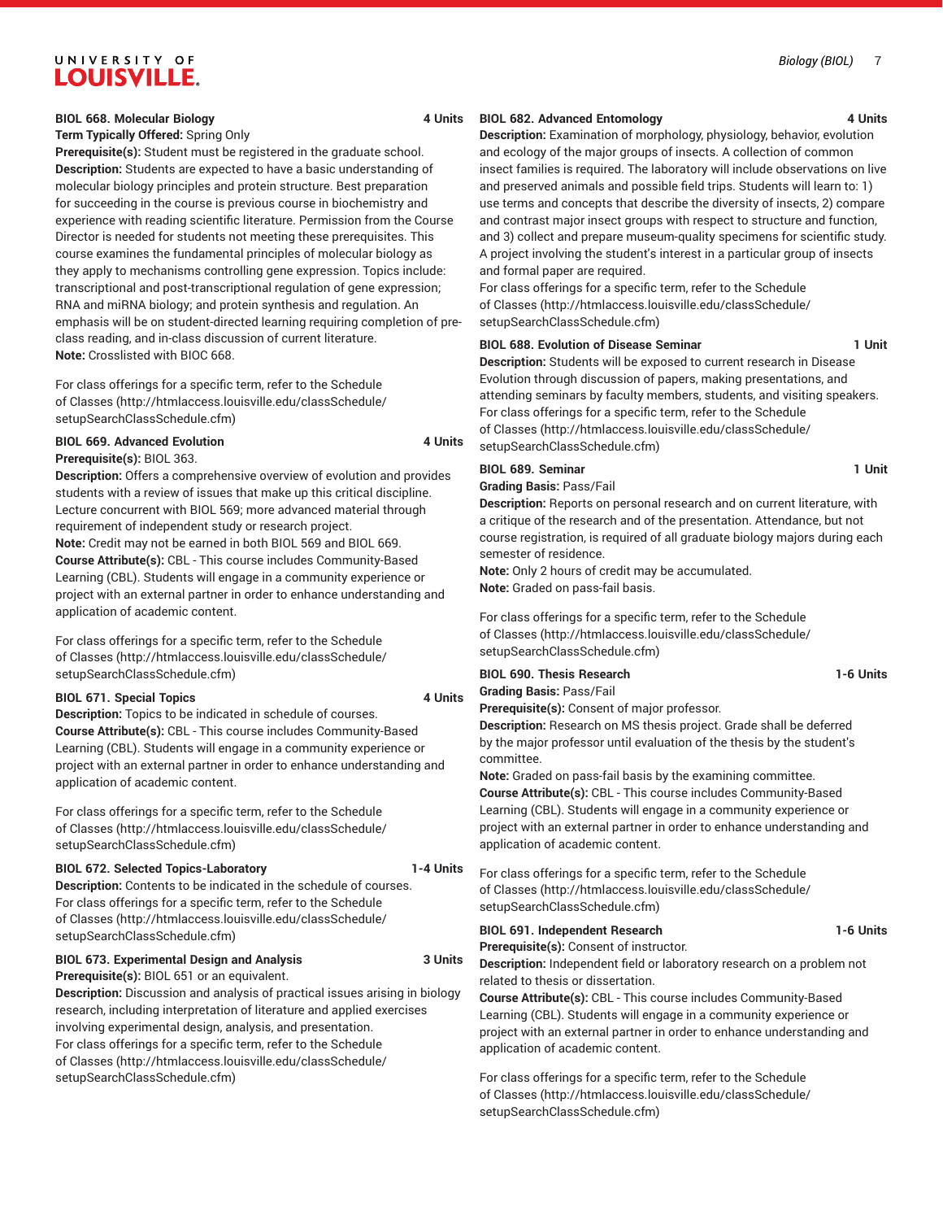**BIOL 668. Molecular Biology** **4 Units**
**Term Typically Offered:** Spring Only
**Prerequisite(s):** Student must be registered in the graduate school.
**Description:** Students are expected to have a basic understanding of molecular biology principles and protein structure. Best preparation for succeeding in the course is previous course in biochemistry and experience with reading scientific literature. Permission from the Course Director is needed for students not meeting these prerequisites. This course examines the fundamental principles of molecular biology as they apply to mechanisms controlling gene expression. Topics include: transcriptional and post-transcriptional regulation of gene expression; RNA and miRNA biology; and protein synthesis and regulation. An emphasis will be on student-directed learning requiring completion of pre-class reading, and in-class discussion of current literature.
**Note:** Crosslisted with BIOC 668.

For class offerings for a specific term, refer to the Schedule of Classes (http://htmlaccess.louisville.edu/classSchedule/setupSearchClassSchedule.cfm)

**BIOL 669. Advanced Evolution** **4 Units**
**Prerequisite(s):** BIOL 363.
**Description:** Offers a comprehensive overview of evolution and provides students with a review of issues that make up this critical discipline. Lecture concurrent with BIOL 569; more advanced material through requirement of independent study or research project.
**Note:** Credit may not be earned in both BIOL 569 and BIOL 669.
**Course Attribute(s):** CBL - This course includes Community-Based Learning (CBL). Students will engage in a community experience or project with an external partner in order to enhance understanding and application of academic content.

For class offerings for a specific term, refer to the Schedule of Classes (http://htmlaccess.louisville.edu/classSchedule/setupSearchClassSchedule.cfm)

**BIOL 671. Special Topics** **4 Units**
**Description:** Topics to be indicated in schedule of courses.
**Course Attribute(s):** CBL - This course includes Community-Based Learning (CBL). Students will engage in a community experience or project with an external partner in order to enhance understanding and application of academic content.

For class offerings for a specific term, refer to the Schedule of Classes (http://htmlaccess.louisville.edu/classSchedule/setupSearchClassSchedule.cfm)

**BIOL 672. Selected Topics-Laboratory** **1-4 Units**
**Description:** Contents to be indicated in the schedule of courses.
For class offerings for a specific term, refer to the Schedule of Classes (http://htmlaccess.louisville.edu/classSchedule/setupSearchClassSchedule.cfm)

**BIOL 673. Experimental Design and Analysis** **3 Units**
**Prerequisite(s):** BIOL 651 or an equivalent.
**Description:** Discussion and analysis of practical issues arising in biology research, including interpretation of literature and applied exercises involving experimental design, analysis, and presentation.
For class offerings for a specific term, refer to the Schedule of Classes (http://htmlaccess.louisville.edu/classSchedule/setupSearchClassSchedule.cfm)

**BIOL 682. Advanced Entomology** **4 Units**
**Description:** Examination of morphology, physiology, behavior, evolution and ecology of the major groups of insects. A collection of common insect families is required. The laboratory will include observations on live and preserved animals and possible field trips. Students will learn to: 1) use terms and concepts that describe the diversity of insects, 2) compare and contrast major insect groups with respect to structure and function, and 3) collect and prepare museum-quality specimens for scientific study. A project involving the student's interest in a particular group of insects and formal paper are required.
For class offerings for a specific term, refer to the Schedule of Classes (http://htmlaccess.louisville.edu/classSchedule/setupSearchClassSchedule.cfm)

**BIOL 688. Evolution of Disease Seminar** **1 Unit**
**Description:** Students will be exposed to current research in Disease Evolution through discussion of papers, making presentations, and attending seminars by faculty members, students, and visiting speakers.
For class offerings for a specific term, refer to the Schedule of Classes (http://htmlaccess.louisville.edu/classSchedule/setupSearchClassSchedule.cfm)

**BIOL 689. Seminar** **1 Unit**
**Grading Basis:** Pass/Fail
**Description:** Reports on personal research and on current literature, with a critique of the research and of the presentation. Attendance, but not course registration, is required of all graduate biology majors during each semester of residence.
**Note:** Only 2 hours of credit may be accumulated.
**Note:** Graded on pass-fail basis.

For class offerings for a specific term, refer to the Schedule of Classes (http://htmlaccess.louisville.edu/classSchedule/setupSearchClassSchedule.cfm)

**BIOL 690. Thesis Research** **1-6 Units**
**Grading Basis:** Pass/Fail
**Prerequisite(s):** Consent of major professor.
**Description:** Research on MS thesis project. Grade shall be deferred by the major professor until evaluation of the thesis by the student's committee.
**Note:** Graded on pass-fail basis by the examining committee.
**Course Attribute(s):** CBL - This course includes Community-Based Learning (CBL). Students will engage in a community experience or project with an external partner in order to enhance understanding and application of academic content.

For class offerings for a specific term, refer to the Schedule of Classes (http://htmlaccess.louisville.edu/classSchedule/setupSearchClassSchedule.cfm)

**BIOL 691. Independent Research** **1-6 Units**
**Prerequisite(s):** Consent of instructor.
**Description:** Independent field or laboratory research on a problem not related to thesis or dissertation.
**Course Attribute(s):** CBL - This course includes Community-Based Learning (CBL). Students will engage in a community experience or project with an external partner in order to enhance understanding and application of academic content.

For class offerings for a specific term, refer to the Schedule of Classes (http://htmlaccess.louisville.edu/classSchedule/setupSearchClassSchedule.cfm)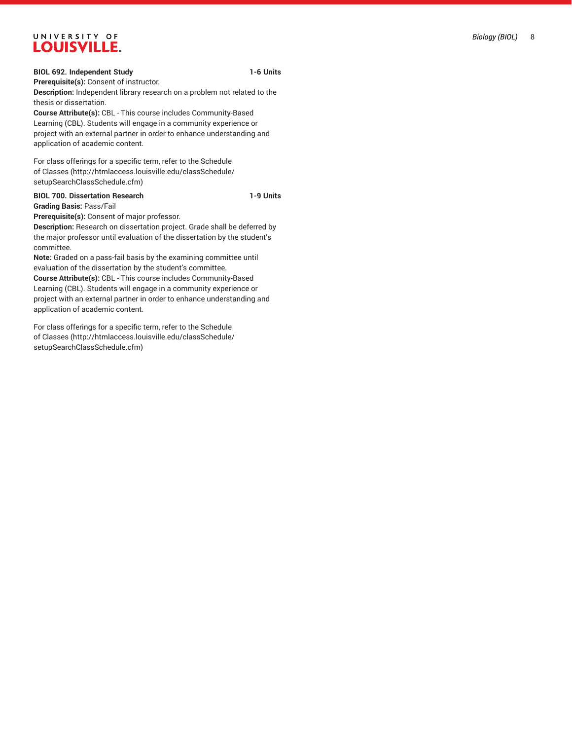**BIOL 692. Independent Study** **1-6 Units**

**Prerequisite(s):** Consent of instructor.

**Description:** Independent library research on a problem not related to the thesis or dissertation.

**Course Attribute(s):** CBL - This course includes Community-Based Learning (CBL). Students will engage in a community experience or project with an external partner in order to enhance understanding and application of academic content.

For class offerings for a specific term, refer to the Schedule of Classes (http://htmlaccess.louisville.edu/classSchedule/setupSearchClassSchedule.cfm)

**BIOL 700. Dissertation Research** **1-9 Units**

**Grading Basis:** Pass/Fail

**Prerequisite(s):** Consent of major professor.

**Description:** Research on dissertation project. Grade shall be deferred by the major professor until evaluation of the dissertation by the student's committee.

**Note:** Graded on a pass-fail basis by the examining committee until evaluation of the dissertation by the student's committee.

**Course Attribute(s):** CBL - This course includes Community-Based Learning (CBL). Students will engage in a community experience or project with an external partner in order to enhance understanding and application of academic content.

For class offerings for a specific term, refer to the Schedule of Classes (http://htmlaccess.louisville.edu/classSchedule/setupSearchClassSchedule.cfm)